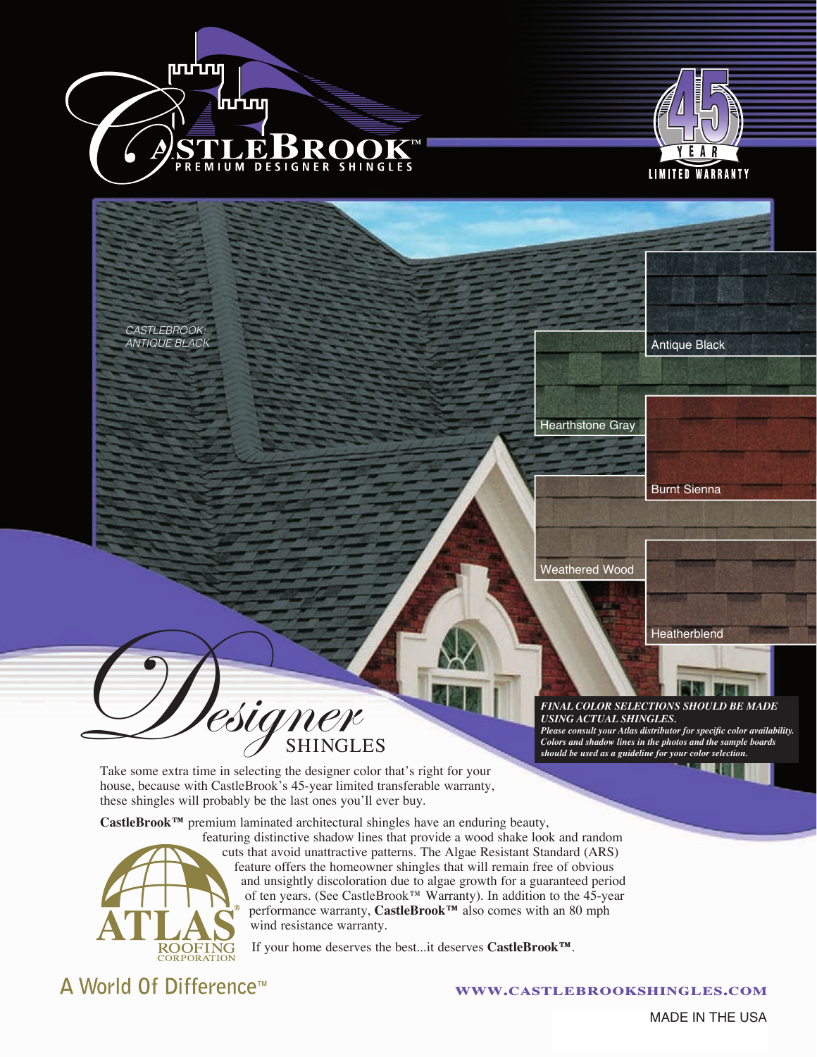# CastleBrook™

PREMIUM DESIGNER SHINGLES

45 YEAR LIMITED WARRANTY

CASTLEBROOK: ANTIQUE BLACK

Antique Black

Hearthstone Gray

Burnt Sienna

Weathered Wood

Heatherblend

## Designer SHINGLES

***FINAL COLOR SELECTIONS SHOULD BE MADE USING ACTUAL SHINGLES.***
***Please consult your Atlas distributor for specific color availability. Colors and shadow lines in the photos and the sample boards should be used as a guideline for your color selection.***

Take some extra time in selecting the designer color that's right for your house, because with CastleBrook's 45-year limited transferable warranty, these shingles will probably be the last ones you'll ever buy.

**CastleBrook™** premium laminated architectural shingles have an enduring beauty, featuring distinctive shadow lines that provide a wood shake look and random cuts that avoid unattractive patterns. The Algae Resistant Standard (ARS) feature offers the homeowner shingles that will remain free of obvious and unsightly discoloration due to algae growth for a guaranteed period of ten years. (See CastleBrook™ Warranty). In addition to the 45-year performance warranty, **CastleBrook™** also comes with an 80 mph wind resistance warranty.

If your home deserves the best...it deserves **CastleBrook™**.

ATLAS® ROOFING CORPORATION

A World Of Difference™

WWW.CASTLEBROOKSHINGLES.COM

MADE IN THE USA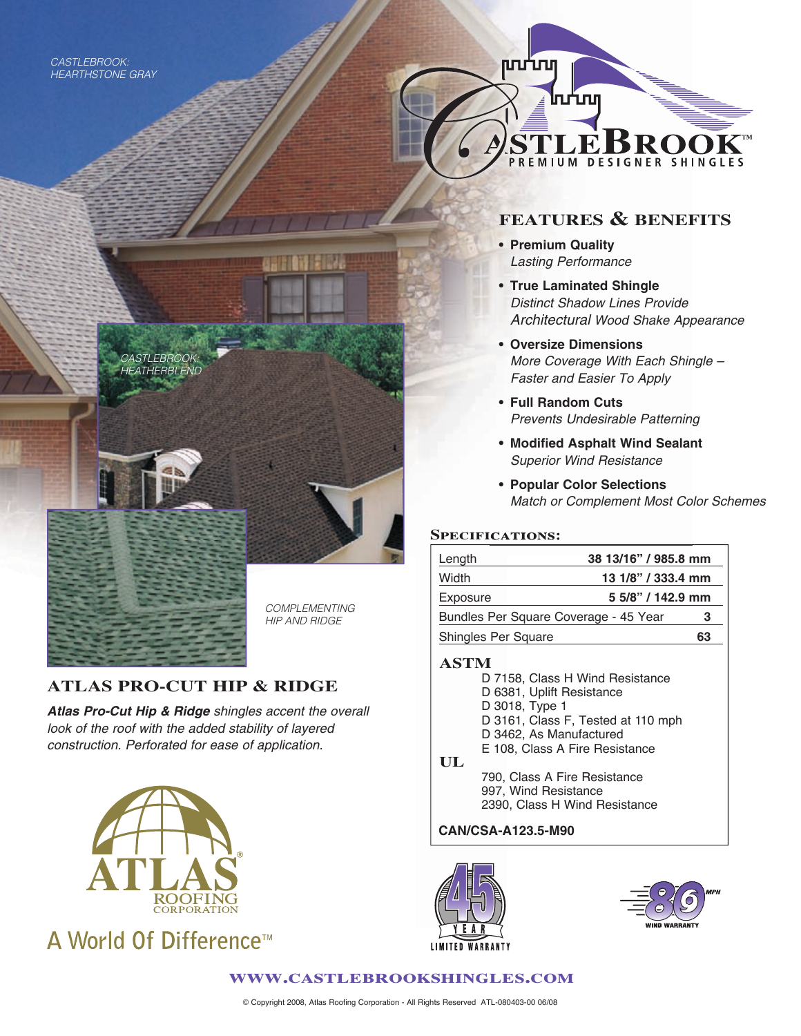CASTLEBROOK: HEARTHSTONE GRAY

CASTLEBROOK™ PREMIUM DESIGNER SHINGLES

## FEATURES & BENEFITS

- **Premium Quality**
  *Lasting Performance*
- **True Laminated Shingle**
  *Distinct Shadow Lines Provide Architectural Wood Shake Appearance*
- **Oversize Dimensions**
  *More Coverage With Each Shingle – Faster and Easier To Apply*
- **Full Random Cuts**
  *Prevents Undesirable Patterning*
- **Modified Asphalt Wind Sealant**
  *Superior Wind Resistance*
- **Popular Color Selections**
  *Match or Complement Most Color Schemes*

CASTLEBROOK: HEATHERBLEND

COMPLEMENTING HIP AND RIDGE

## SPECIFICATIONS:

| | |
|---|---|
| Length | **38 13/16" / 985.8 mm** |
| Width | **13 1/8" / 333.4 mm** |
| Exposure | **5 5/8" / 142.9 mm** |
| Bundles Per Square Coverage - 45 Year | **3** |
| Shingles Per Square | **63** |

**ASTM**

D 7158, Class H Wind Resistance
D 6381, Uplift Resistance
D 3018, Type 1
D 3161, Class F, Tested at 110 mph
D 3462, As Manufactured
E 108, Class A Fire Resistance

**UL**

790, Class A Fire Resistance
997, Wind Resistance
2390, Class H Wind Resistance

**CAN/CSA-A123.5-M90**

## ATLAS PRO-CUT HIP & RIDGE

***Atlas Pro-Cut Hip & Ridge*** *shingles accent the overall look of the roof with the added stability of layered construction. Perforated for ease of application.*

ATLAS® ROOFING CORPORATION

A World Of Difference™

45 YEAR LIMITED WARRANTY

80 MPH WIND WARRANTY

**WWW.CASTLEBROOKSHINGLES.COM**

© Copyright 2008, Atlas Roofing Corporation - All Rights Reserved ATL-080403-00 06/08